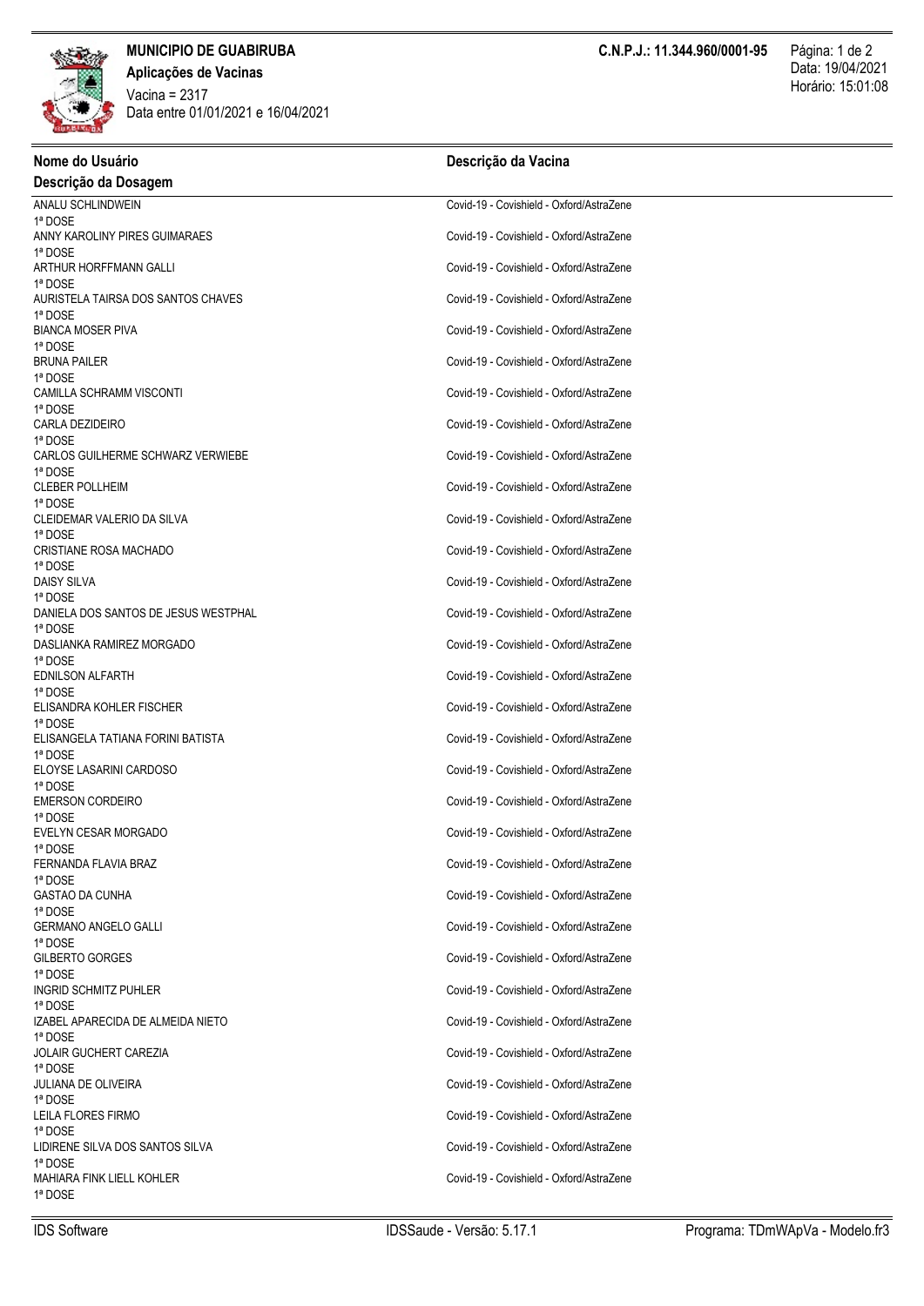# MUNICIPIO DE GUABIRUBA

**C.N.P.J.: 11.344.960/0001-95**

Data: 19/04/2021
Horário: 15:01:08

## Aplicações de Vacinas

Vacina = 2317
Data entre 01/01/2021 e 16/04/2021

| Nome do Usuário / Descrição da Dosagem | Descrição da Vacina |
|---|---|
| ANALU SCHLINDWEIN / 1ª DOSE | Covid-19 - Covishield - Oxford/AstraZene |
| ANNY KAROLINY PIRES GUIMARAES / 1ª DOSE | Covid-19 - Covishield - Oxford/AstraZene |
| ARTHUR HORFFMANN GALLI / 1ª DOSE | Covid-19 - Covishield - Oxford/AstraZene |
| AURISTELA TAIRSA DOS SANTOS CHAVES / 1ª DOSE | Covid-19 - Covishield - Oxford/AstraZene |
| BIANCA MOSER PIVA / 1ª DOSE | Covid-19 - Covishield - Oxford/AstraZene |
| BRUNA PAILER / 1ª DOSE | Covid-19 - Covishield - Oxford/AstraZene |
| CAMILLA SCHRAMM VISCONTI / 1ª DOSE | Covid-19 - Covishield - Oxford/AstraZene |
| CARLA DEZIDEIRO / 1ª DOSE | Covid-19 - Covishield - Oxford/AstraZene |
| CARLOS GUILHERME SCHWARZ VERWIEBE / 1ª DOSE | Covid-19 - Covishield - Oxford/AstraZene |
| CLEBER POLLHEIM / 1ª DOSE | Covid-19 - Covishield - Oxford/AstraZene |
| CLEIDEMAR VALERIO DA SILVA / 1ª DOSE | Covid-19 - Covishield - Oxford/AstraZene |
| CRISTIANE ROSA MACHADO / 1ª DOSE | Covid-19 - Covishield - Oxford/AstraZene |
| DAISY SILVA / 1ª DOSE | Covid-19 - Covishield - Oxford/AstraZene |
| DANIELA DOS SANTOS DE JESUS WESTPHAL / 1ª DOSE | Covid-19 - Covishield - Oxford/AstraZene |
| DASLIANKA RAMIREZ MORGADO / 1ª DOSE | Covid-19 - Covishield - Oxford/AstraZene |
| EDNILSON ALFARTH / 1ª DOSE | Covid-19 - Covishield - Oxford/AstraZene |
| ELISANDRA KOHLER FISCHER / 1ª DOSE | Covid-19 - Covishield - Oxford/AstraZene |
| ELISANGELA TATIANA FORINI BATISTA / 1ª DOSE | Covid-19 - Covishield - Oxford/AstraZene |
| ELOYSE LASARINI CARDOSO / 1ª DOSE | Covid-19 - Covishield - Oxford/AstraZene |
| EMERSON CORDEIRO / 1ª DOSE | Covid-19 - Covishield - Oxford/AstraZene |
| EVELYN CESAR MORGADO / 1ª DOSE | Covid-19 - Covishield - Oxford/AstraZene |
| FERNANDA FLAVIA BRAZ / 1ª DOSE | Covid-19 - Covishield - Oxford/AstraZene |
| GASTAO DA CUNHA / 1ª DOSE | Covid-19 - Covishield - Oxford/AstraZene |
| GERMANO ANGELO GALLI / 1ª DOSE | Covid-19 - Covishield - Oxford/AstraZene |
| GILBERTO GORGES / 1ª DOSE | Covid-19 - Covishield - Oxford/AstraZene |
| INGRID SCHMITZ PUHLER / 1ª DOSE | Covid-19 - Covishield - Oxford/AstraZene |
| IZABEL APARECIDA DE ALMEIDA NIETO / 1ª DOSE | Covid-19 - Covishield - Oxford/AstraZene |
| JOLAIR GUCHERT CAREZIA / 1ª DOSE | Covid-19 - Covishield - Oxford/AstraZene |
| JULIANA DE OLIVEIRA / 1ª DOSE | Covid-19 - Covishield - Oxford/AstraZene |
| LEILA FLORES FIRMO / 1ª DOSE | Covid-19 - Covishield - Oxford/AstraZene |
| LIDIRENE SILVA DOS SANTOS SILVA / 1ª DOSE | Covid-19 - Covishield - Oxford/AstraZene |
| MAHIARA FINK LIELL KOHLER / 1ª DOSE | Covid-19 - Covishield - Oxford/AstraZene |

IDS Software — IDSSaude - Versão: 5.17.1 — Programa: TDmWApVa - Modelo.fr3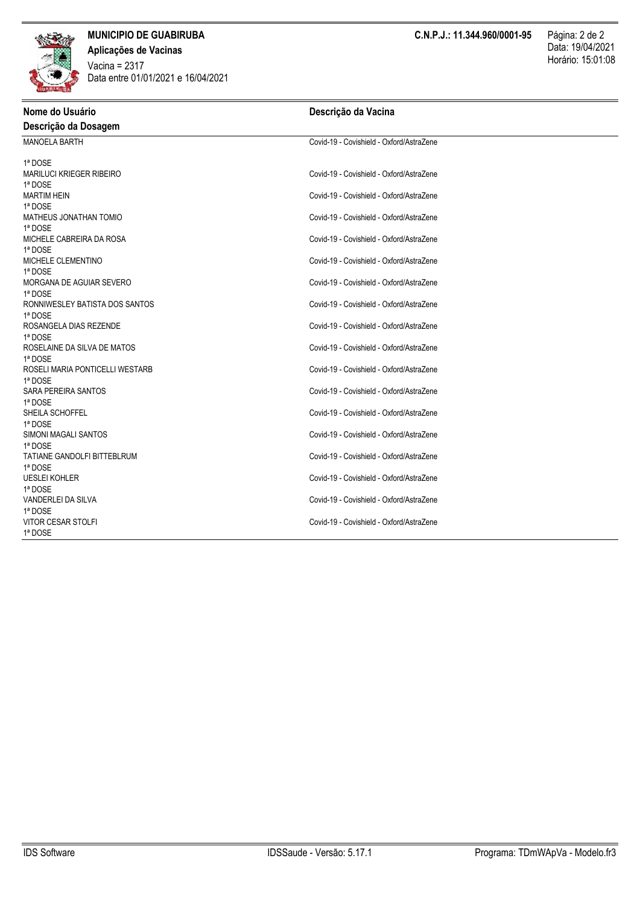**MUNICIPIO DE GUABIRUBA** C.N.P.J.: 11.344.960/0001-95

**Aplicações de Vacinas**

Vacina = 2317

Data entre 01/01/2021 e 16/04/2021

Data: 19/04/2021
Horário: 15:01:08

| Nome do Usuário / Descrição da Dosagem | Descrição da Vacina |
|---|---|
| MANOELA BARTH<br>1ª DOSE | Covid-19 - Covishield - Oxford/AstraZene |
| MARILUCI KRIEGER RIBEIRO<br>1ª DOSE | Covid-19 - Covishield - Oxford/AstraZene |
| MARTIM HEIN<br>1ª DOSE | Covid-19 - Covishield - Oxford/AstraZene |
| MATHEUS JONATHAN TOMIO<br>1ª DOSE | Covid-19 - Covishield - Oxford/AstraZene |
| MICHELE CABREIRA DA ROSA<br>1ª DOSE | Covid-19 - Covishield - Oxford/AstraZene |
| MICHELE CLEMENTINO<br>1ª DOSE | Covid-19 - Covishield - Oxford/AstraZene |
| MORGANA DE AGUIAR SEVERO<br>1ª DOSE | Covid-19 - Covishield - Oxford/AstraZene |
| RONNIWESLEY BATISTA DOS SANTOS<br>1ª DOSE | Covid-19 - Covishield - Oxford/AstraZene |
| ROSANGELA DIAS REZENDE<br>1ª DOSE | Covid-19 - Covishield - Oxford/AstraZene |
| ROSELAINE DA SILVA DE MATOS<br>1ª DOSE | Covid-19 - Covishield - Oxford/AstraZene |
| ROSELI MARIA PONTICELLI WESTARB<br>1ª DOSE | Covid-19 - Covishield - Oxford/AstraZene |
| SARA PEREIRA SANTOS<br>1ª DOSE | Covid-19 - Covishield - Oxford/AstraZene |
| SHEILA SCHOFFEL<br>1ª DOSE | Covid-19 - Covishield - Oxford/AstraZene |
| SIMONI MAGALI SANTOS<br>1ª DOSE | Covid-19 - Covishield - Oxford/AstraZene |
| TATIANE GANDOLFI BITTEBLRUM<br>1ª DOSE | Covid-19 - Covishield - Oxford/AstraZene |
| UESLEI KOHLER<br>1ª DOSE | Covid-19 - Covishield - Oxford/AstraZene |
| VANDERLEI DA SILVA<br>1ª DOSE | Covid-19 - Covishield - Oxford/AstraZene |
| VITOR CESAR STOLFI<br>1ª DOSE | Covid-19 - Covishield - Oxford/AstraZene |

IDS Software IDSSaude - Versão: 5.17.1 Programa: TDmWApVa - Modelo.fr3